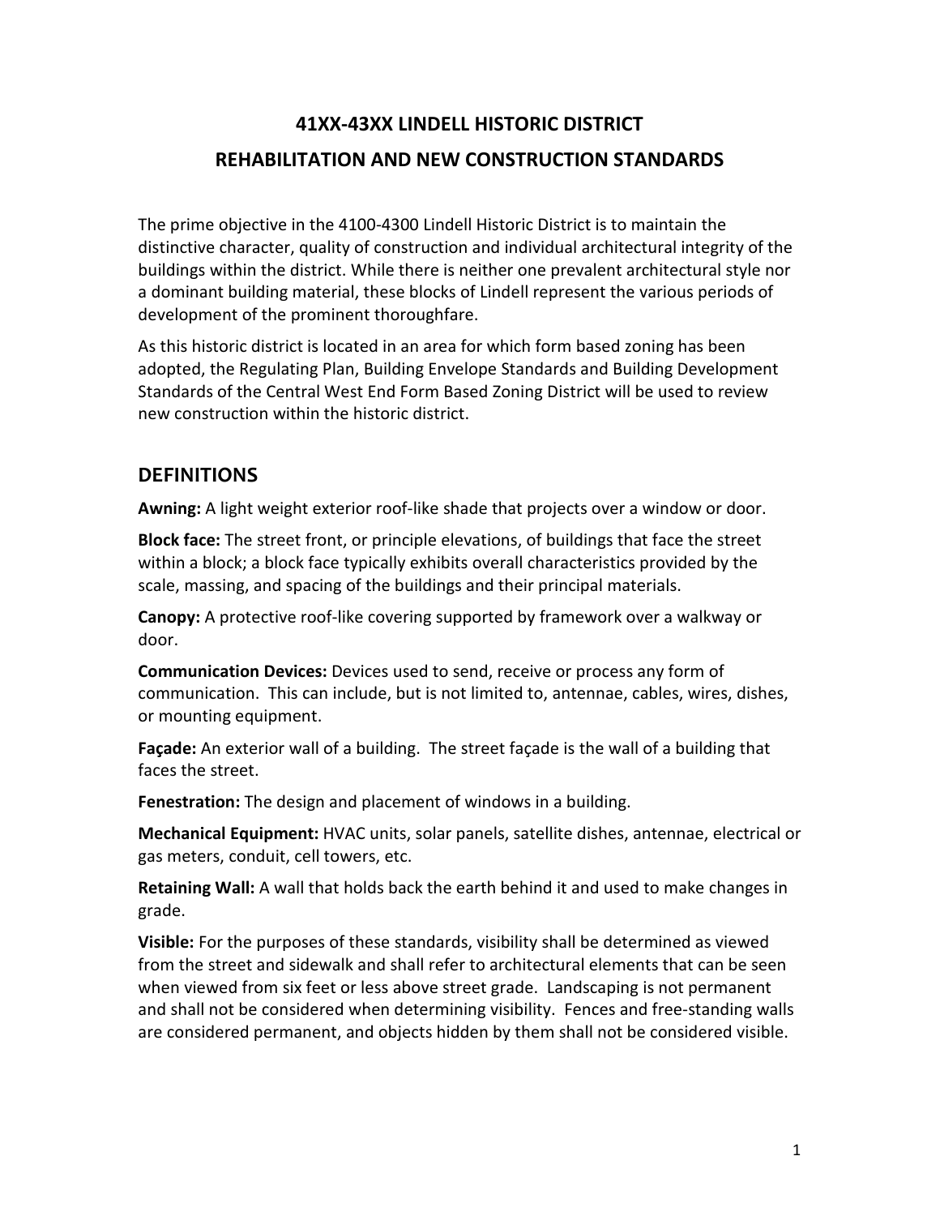# 41XX-43XX LINDELL HISTORIC DISTRICT

# REHABILITATION AND NEW CONSTRUCTION STANDARDS

The prime objective in the 4100-4300 Lindell Historic District is to maintain the distinctive character, quality of construction and individual architectural integrity of the buildings within the district. While there is neither one prevalent architectural style nor a dominant building material, these blocks of Lindell represent the various periods of development of the prominent thoroughfare.

As this historic district is located in an area for which form based zoning has been adopted, the Regulating Plan, Building Envelope Standards and Building Development Standards of the Central West End Form Based Zoning District will be used to review new construction within the historic district.

## DEFINITIONS

**Awning:** A light weight exterior roof-like shade that projects over a window or door.

**Block face:** The street front, or principle elevations, of buildings that face the street within a block; a block face typically exhibits overall characteristics provided by the scale, massing, and spacing of the buildings and their principal materials.

**Canopy:** A protective roof-like covering supported by framework over a walkway or door.

**Communication Devices:** Devices used to send, receive or process any form of communication. This can include, but is not limited to, antennae, cables, wires, dishes, or mounting equipment.

**Façade:** An exterior wall of a building. The street façade is the wall of a building that faces the street.

**Fenestration:** The design and placement of windows in a building.

**Mechanical Equipment:** HVAC units, solar panels, satellite dishes, antennae, electrical or gas meters, conduit, cell towers, etc.

**Retaining Wall:** A wall that holds back the earth behind it and used to make changes in grade.

**Visible:** For the purposes of these standards, visibility shall be determined as viewed from the street and sidewalk and shall refer to architectural elements that can be seen when viewed from six feet or less above street grade. Landscaping is not permanent and shall not be considered when determining visibility. Fences and free-standing walls are considered permanent, and objects hidden by them shall not be considered visible.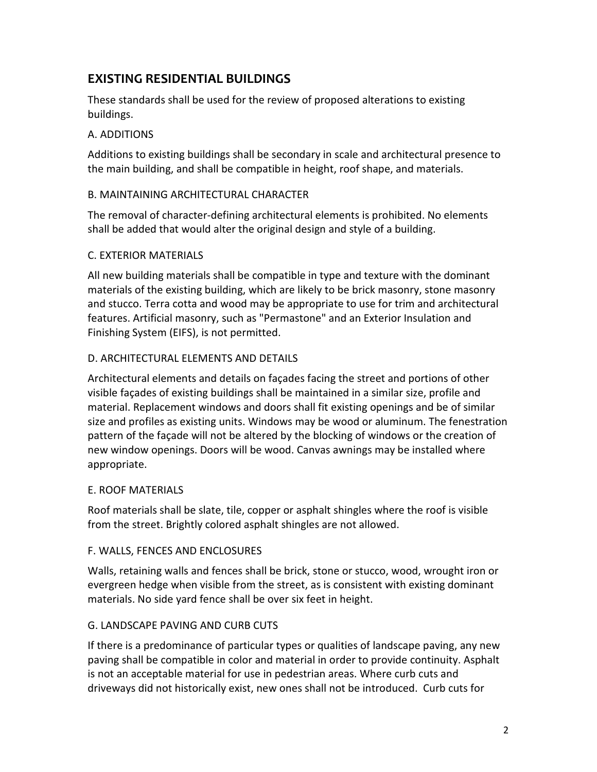## EXISTING RESIDENTIAL BUILDINGS

These standards shall be used for the review of proposed alterations to existing buildings.

### A. ADDITIONS

Additions to existing buildings shall be secondary in scale and architectural presence to the main building, and shall be compatible in height, roof shape, and materials.

### B. MAINTAINING ARCHITECTURAL CHARACTER

The removal of character-defining architectural elements is prohibited. No elements shall be added that would alter the original design and style of a building.

### C. EXTERIOR MATERIALS

All new building materials shall be compatible in type and texture with the dominant materials of the existing building, which are likely to be brick masonry, stone masonry and stucco. Terra cotta and wood may be appropriate to use for trim and architectural features. Artificial masonry, such as "Permastone" and an Exterior Insulation and Finishing System (EIFS), is not permitted.

### D. ARCHITECTURAL ELEMENTS AND DETAILS

Architectural elements and details on façades facing the street and portions of other visible façades of existing buildings shall be maintained in a similar size, profile and material. Replacement windows and doors shall fit existing openings and be of similar size and profiles as existing units. Windows may be wood or aluminum. The fenestration pattern of the façade will not be altered by the blocking of windows or the creation of new window openings. Doors will be wood. Canvas awnings may be installed where appropriate.

### E. ROOF MATERIALS

Roof materials shall be slate, tile, copper or asphalt shingles where the roof is visible from the street. Brightly colored asphalt shingles are not allowed.

### F. WALLS, FENCES AND ENCLOSURES

Walls, retaining walls and fences shall be brick, stone or stucco, wood, wrought iron or evergreen hedge when visible from the street, as is consistent with existing dominant materials. No side yard fence shall be over six feet in height.

### G. LANDSCAPE PAVING AND CURB CUTS

If there is a predominance of particular types or qualities of landscape paving, any new paving shall be compatible in color and material in order to provide continuity. Asphalt is not an acceptable material for use in pedestrian areas. Where curb cuts and driveways did not historically exist, new ones shall not be introduced. Curb cuts for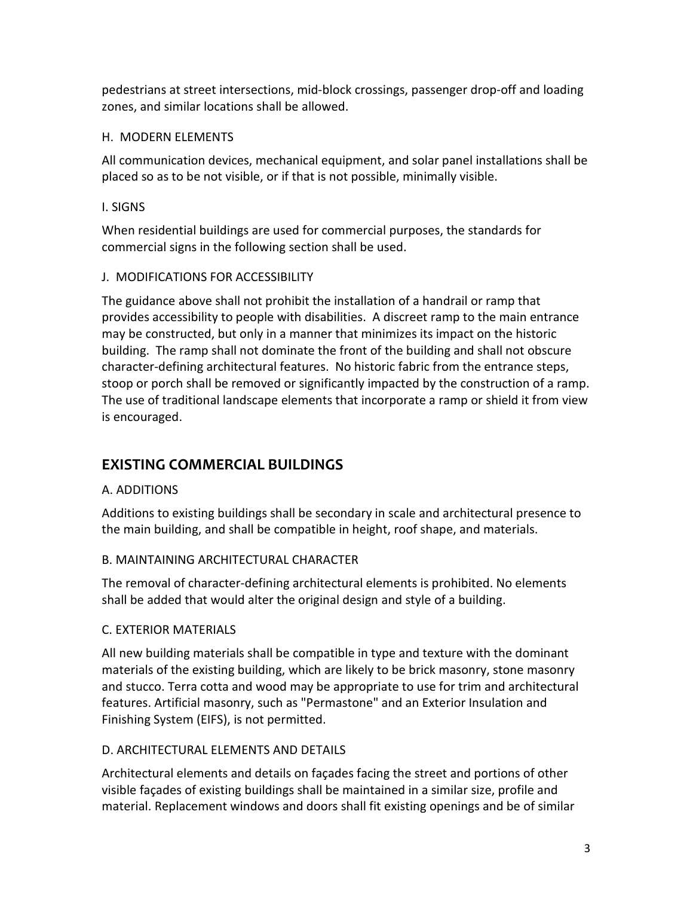pedestrians at street intersections, mid-block crossings, passenger drop-off and loading zones, and similar locations shall be allowed.

### H. MODERN ELEMENTS

All communication devices, mechanical equipment, and solar panel installations shall be placed so as to be not visible, or if that is not possible, minimally visible.

### I. SIGNS

When residential buildings are used for commercial purposes, the standards for commercial signs in the following section shall be used.

### J. MODIFICATIONS FOR ACCESSIBILITY

The guidance above shall not prohibit the installation of a handrail or ramp that provides accessibility to people with disabilities. A discreet ramp to the main entrance may be constructed, but only in a manner that minimizes its impact on the historic building. The ramp shall not dominate the front of the building and shall not obscure character-defining architectural features. No historic fabric from the entrance steps, stoop or porch shall be removed or significantly impacted by the construction of a ramp. The use of traditional landscape elements that incorporate a ramp or shield it from view is encouraged.

## EXISTING COMMERCIAL BUILDINGS

### A. ADDITIONS

Additions to existing buildings shall be secondary in scale and architectural presence to the main building, and shall be compatible in height, roof shape, and materials.

### B. MAINTAINING ARCHITECTURAL CHARACTER

The removal of character-defining architectural elements is prohibited. No elements shall be added that would alter the original design and style of a building.

### C. EXTERIOR MATERIALS

All new building materials shall be compatible in type and texture with the dominant materials of the existing building, which are likely to be brick masonry, stone masonry and stucco. Terra cotta and wood may be appropriate to use for trim and architectural features. Artificial masonry, such as "Permastone" and an Exterior Insulation and Finishing System (EIFS), is not permitted.

### D. ARCHITECTURAL ELEMENTS AND DETAILS

Architectural elements and details on façades facing the street and portions of other visible façades of existing buildings shall be maintained in a similar size, profile and material. Replacement windows and doors shall fit existing openings and be of similar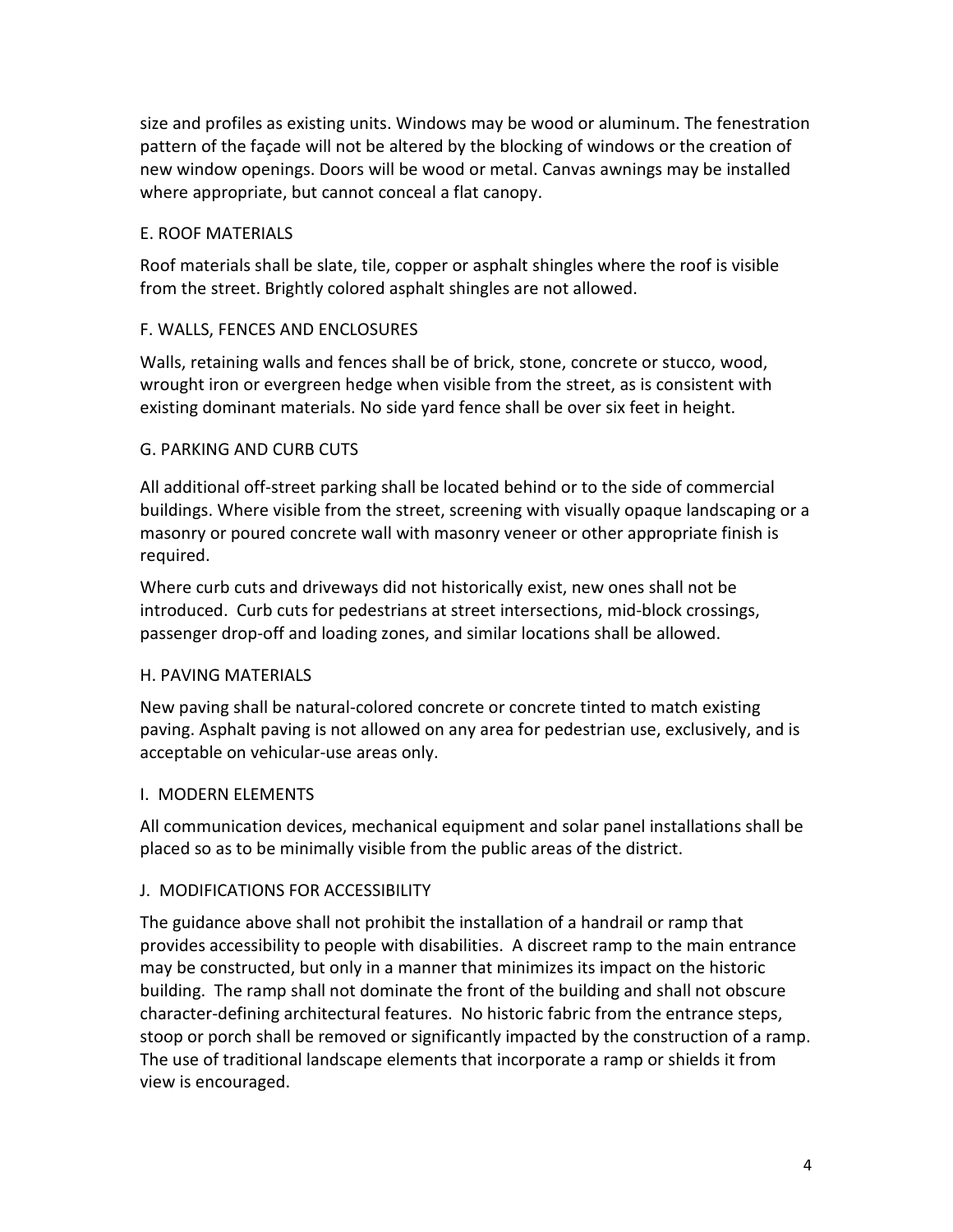size and profiles as existing units. Windows may be wood or aluminum. The fenestration pattern of the façade will not be altered by the blocking of windows or the creation of new window openings. Doors will be wood or metal. Canvas awnings may be installed where appropriate, but cannot conceal a flat canopy.

### E. ROOF MATERIALS

Roof materials shall be slate, tile, copper or asphalt shingles where the roof is visible from the street. Brightly colored asphalt shingles are not allowed.

### F. WALLS, FENCES AND ENCLOSURES

Walls, retaining walls and fences shall be of brick, stone, concrete or stucco, wood, wrought iron or evergreen hedge when visible from the street, as is consistent with existing dominant materials. No side yard fence shall be over six feet in height.

### G. PARKING AND CURB CUTS

All additional off-street parking shall be located behind or to the side of commercial buildings. Where visible from the street, screening with visually opaque landscaping or a masonry or poured concrete wall with masonry veneer or other appropriate finish is required.

Where curb cuts and driveways did not historically exist, new ones shall not be introduced. Curb cuts for pedestrians at street intersections, mid-block crossings, passenger drop-off and loading zones, and similar locations shall be allowed.

### H. PAVING MATERIALS

New paving shall be natural-colored concrete or concrete tinted to match existing paving. Asphalt paving is not allowed on any area for pedestrian use, exclusively, and is acceptable on vehicular-use areas only.

### I. MODERN ELEMENTS

All communication devices, mechanical equipment and solar panel installations shall be placed so as to be minimally visible from the public areas of the district.

### J. MODIFICATIONS FOR ACCESSIBILITY

The guidance above shall not prohibit the installation of a handrail or ramp that provides accessibility to people with disabilities. A discreet ramp to the main entrance may be constructed, but only in a manner that minimizes its impact on the historic building. The ramp shall not dominate the front of the building and shall not obscure character-defining architectural features. No historic fabric from the entrance steps, stoop or porch shall be removed or significantly impacted by the construction of a ramp. The use of traditional landscape elements that incorporate a ramp or shields it from view is encouraged.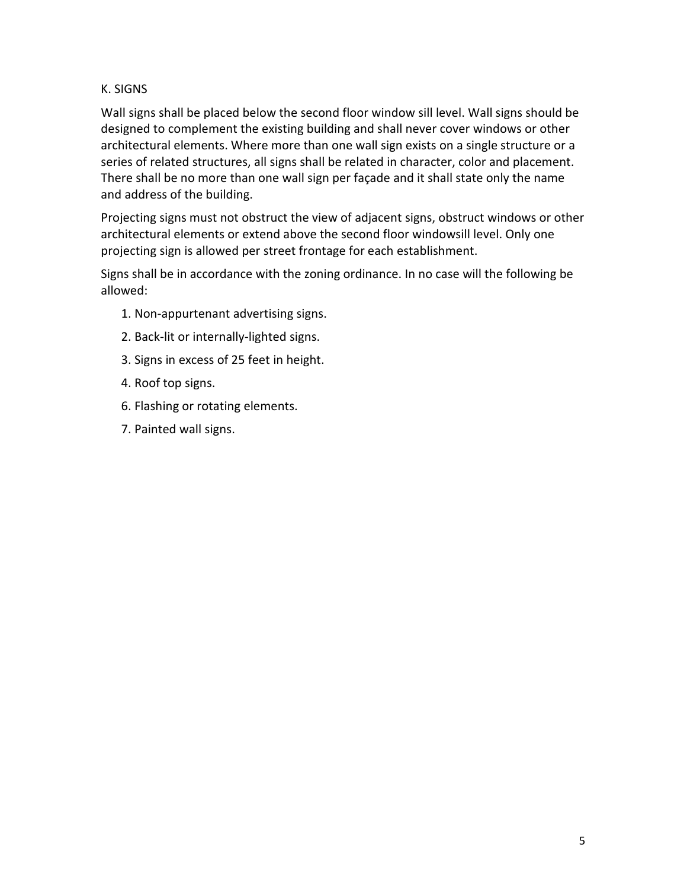## K. SIGNS

Wall signs shall be placed below the second floor window sill level. Wall signs should be designed to complement the existing building and shall never cover windows or other architectural elements. Where more than one wall sign exists on a single structure or a series of related structures, all signs shall be related in character, color and placement. There shall be no more than one wall sign per façade and it shall state only the name and address of the building.

Projecting signs must not obstruct the view of adjacent signs, obstruct windows or other architectural elements or extend above the second floor windowsill level. Only one projecting sign is allowed per street frontage for each establishment.

Signs shall be in accordance with the zoning ordinance. In no case will the following be allowed:

1. Non-appurtenant advertising signs.
2. Back-lit or internally-lighted signs.
3. Signs in excess of 25 feet in height.
4. Roof top signs.

6. Flashing or rotating elements.
7. Painted wall signs.